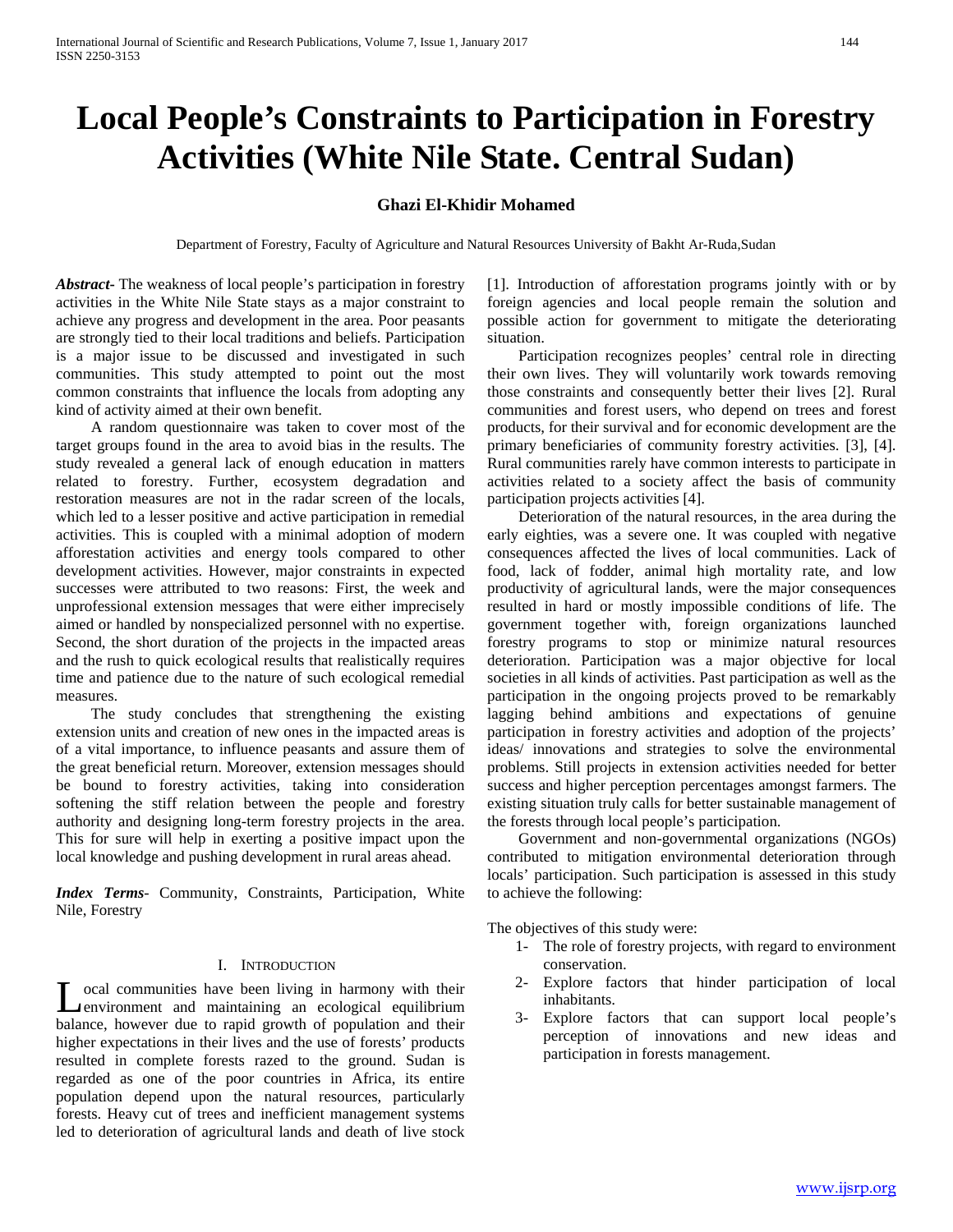# Local People's Constraints to Participation in Forestry Activities (White Nile State. Central Sudan)

**Ghazi El-Khidir Mohamed**

Department of Forestry, Faculty of Agriculture and Natural Resources University of Bakht Ar-Ruda,Sudan

***Abstract-*** The weakness of local people's participation in forestry activities in the White Nile State stays as a major constraint to achieve any progress and development in the area. Poor peasants are strongly tied to their local traditions and beliefs. Participation is a major issue to be discussed and investigated in such communities. This study attempted to point out the most common constraints that influence the locals from adopting any kind of activity aimed at their own benefit.

A random questionnaire was taken to cover most of the target groups found in the area to avoid bias in the results. The study revealed a general lack of enough education in matters related to forestry. Further, ecosystem degradation and restoration measures are not in the radar screen of the locals, which led to a lesser positive and active participation in remedial activities. This is coupled with a minimal adoption of modern afforestation activities and energy tools compared to other development activities. However, major constraints in expected successes were attributed to two reasons: First, the week and unprofessional extension messages that were either imprecisely aimed or handled by nonspecialized personnel with no expertise. Second, the short duration of the projects in the impacted areas and the rush to quick ecological results that realistically requires time and patience due to the nature of such ecological remedial measures.

The study concludes that strengthening the existing extension units and creation of new ones in the impacted areas is of a vital importance, to influence peasants and assure them of the great beneficial return. Moreover, extension messages should be bound to forestry activities, taking into consideration softening the stiff relation between the people and forestry authority and designing long-term forestry projects in the area. This for sure will help in exerting a positive impact upon the local knowledge and pushing development in rural areas ahead.

***Index Terms***- Community, Constraints, Participation, White Nile, Forestry

## I. Introduction

Local communities have been living in harmony with their environment and maintaining an ecological equilibrium balance, however due to rapid growth of population and their higher expectations in their lives and the use of forests' products resulted in complete forests razed to the ground. Sudan is regarded as one of the poor countries in Africa, its entire population depend upon the natural resources, particularly forests. Heavy cut of trees and inefficient management systems led to deterioration of agricultural lands and death of live stock [1]. Introduction of afforestation programs jointly with or by foreign agencies and local people remain the solution and possible action for government to mitigate the deteriorating situation.

Participation recognizes peoples' central role in directing their own lives. They will voluntarily work towards removing those constraints and consequently better their lives [2]. Rural communities and forest users, who depend on trees and forest products, for their survival and for economic development are the primary beneficiaries of community forestry activities. [3], [4]. Rural communities rarely have common interests to participate in activities related to a society affect the basis of community participation projects activities [4].

Deterioration of the natural resources, in the area during the early eighties, was a severe one. It was coupled with negative consequences affected the lives of local communities. Lack of food, lack of fodder, animal high mortality rate, and low productivity of agricultural lands, were the major consequences resulted in hard or mostly impossible conditions of life. The government together with, foreign organizations launched forestry programs to stop or minimize natural resources deterioration. Participation was a major objective for local societies in all kinds of activities. Past participation as well as the participation in the ongoing projects proved to be remarkably lagging behind ambitions and expectations of genuine participation in forestry activities and adoption of the projects' ideas/ innovations and strategies to solve the environmental problems. Still projects in extension activities needed for better success and higher perception percentages amongst farmers. The existing situation truly calls for better sustainable management of the forests through local people's participation.

Government and non-governmental organizations (NGOs) contributed to mitigation environmental deterioration through locals' participation. Such participation is assessed in this study to achieve the following:

The objectives of this study were:

1- The role of forestry projects, with regard to environment conservation.
2- Explore factors that hinder participation of local inhabitants.
3- Explore factors that can support local people's perception of innovations and new ideas and participation in forests management.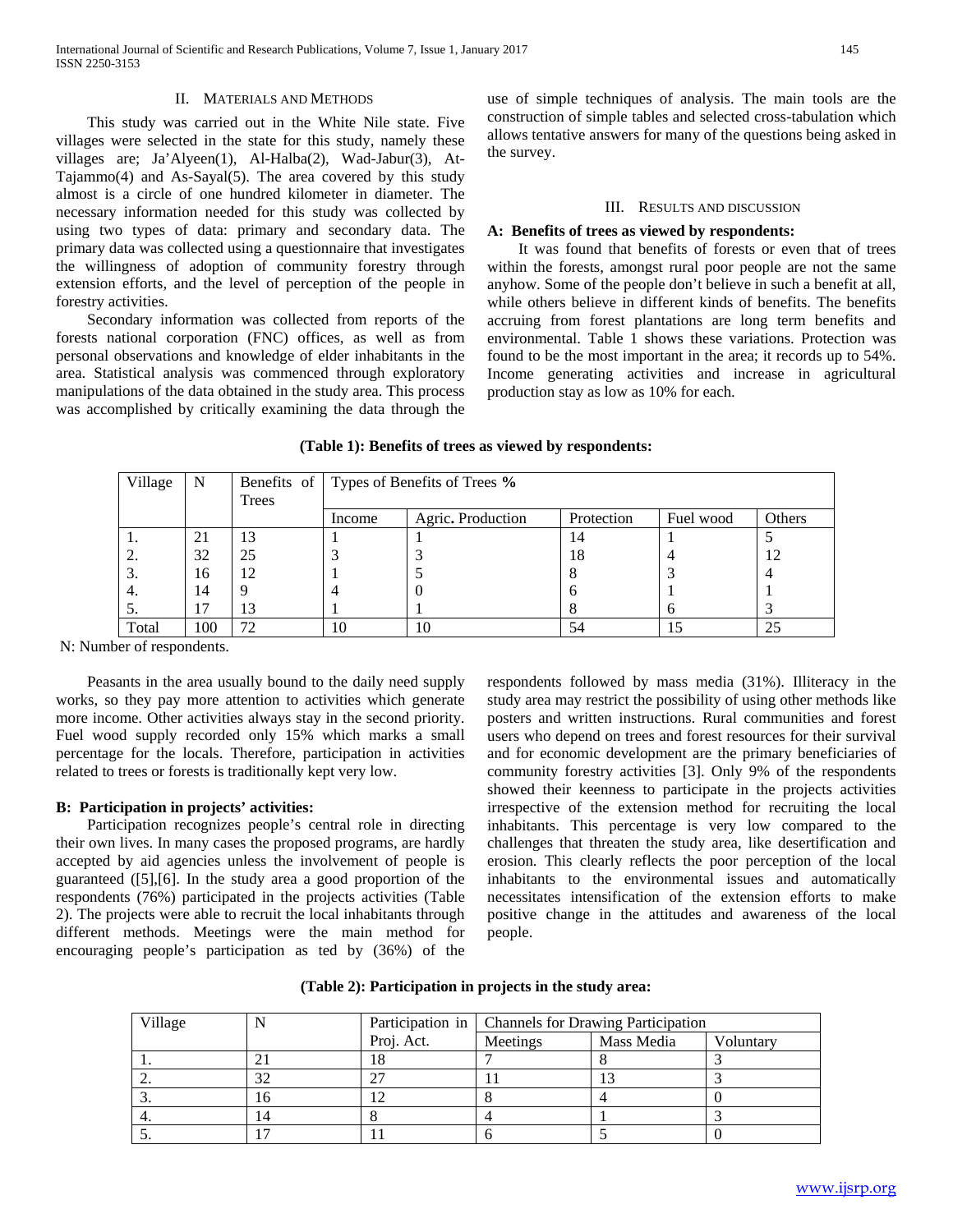## II. Materials and Methods

This study was carried out in the White Nile state. Five villages were selected in the state for this study, namely these villages are; Ja'Alyeen(1), Al-Halba(2), Wad-Jabur(3), At-Tajammo(4) and As-Sayal(5). The area covered by this study almost is a circle of one hundred kilometer in diameter. The necessary information needed for this study was collected by using two types of data: primary and secondary data. The primary data was collected using a questionnaire that investigates the willingness of adoption of community forestry through extension efforts, and the level of perception of the people in forestry activities.

Secondary information was collected from reports of the forests national corporation (FNC) offices, as well as from personal observations and knowledge of elder inhabitants in the area. Statistical analysis was commenced through exploratory manipulations of the data obtained in the study area. This process was accomplished by critically examining the data through the use of simple techniques of analysis. The main tools are the construction of simple tables and selected cross-tabulation which allows tentative answers for many of the questions being asked in the survey.

## III. Results and discussion

### A: Benefits of trees as viewed by respondents:

It was found that benefits of forests or even that of trees within the forests, amongst rural poor people are not the same anyhow. Some of the people don't believe in such a benefit at all, while others believe in different kinds of benefits. The benefits accruing from forest plantations are long term benefits and environmental. Table 1 shows these variations. Protection was found to be the most important in the area; it records up to 54%. Income generating activities and increase in agricultural production stay as low as 10% for each.

**(Table 1): Benefits of trees as viewed by respondents:**

| Village | N | Benefits of Trees | Types of Benefits of Trees % | | | | |
|---|---|---|---|---|---|---|---|
| | | | Income | Agric. Production | Protection | Fuel wood | Others |
| 1. | 21 | 13 | 1 | 1 | 14 | 1 | 5 |
| 2. | 32 | 25 | 3 | 3 | 18 | 4 | 12 |
| 3. | 16 | 12 | 1 | 5 | 8 | 3 | 4 |
| 4. | 14 | 9 | 4 | 0 | 6 | 1 | 1 |
| 5. | 17 | 13 | 1 | 1 | 8 | 6 | 3 |
| Total | 100 | 72 | 10 | 10 | 54 | 15 | 25 |

N: Number of respondents.

Peasants in the area usually bound to the daily need supply works, so they pay more attention to activities which generate more income. Other activities always stay in the second priority. Fuel wood supply recorded only 15% which marks a small percentage for the locals. Therefore, participation in activities related to trees or forests is traditionally kept very low.

### B: Participation in projects' activities:

Participation recognizes people's central role in directing their own lives. In many cases the proposed programs, are hardly accepted by aid agencies unless the involvement of people is guaranteed ([5],[6]. In the study area a good proportion of the respondents (76%) participated in the projects activities (Table 2). The projects were able to recruit the local inhabitants through different methods. Meetings were the main method for encouraging people's participation as ted by (36%) of the respondents followed by mass media (31%). Illiteracy in the study area may restrict the possibility of using other methods like posters and written instructions. Rural communities and forest users who depend on trees and forest resources for their survival and for economic development are the primary beneficiaries of community forestry activities [3]. Only 9% of the respondents showed their keenness to participate in the projects activities irrespective of the extension method for recruiting the local inhabitants. This percentage is very low compared to the challenges that threaten the study area, like desertification and erosion. This clearly reflects the poor perception of the local inhabitants to the environmental issues and automatically necessitates intensification of the extension efforts to make positive change in the attitudes and awareness of the local people.

**(Table 2): Participation in projects in the study area:**

| Village | N | Participation in Proj. Act. | Channels for Drawing Participation | | |
|---|---|---|---|---|---|
| | | | Meetings | Mass Media | Voluntary |
| 1. | 21 | 18 | 7 | 8 | 3 |
| 2. | 32 | 27 | 11 | 13 | 3 |
| 3. | 16 | 12 | 8 | 4 | 0 |
| 4. | 14 | 8 | 4 | 1 | 3 |
| 5. | 17 | 11 | 6 | 5 | 0 |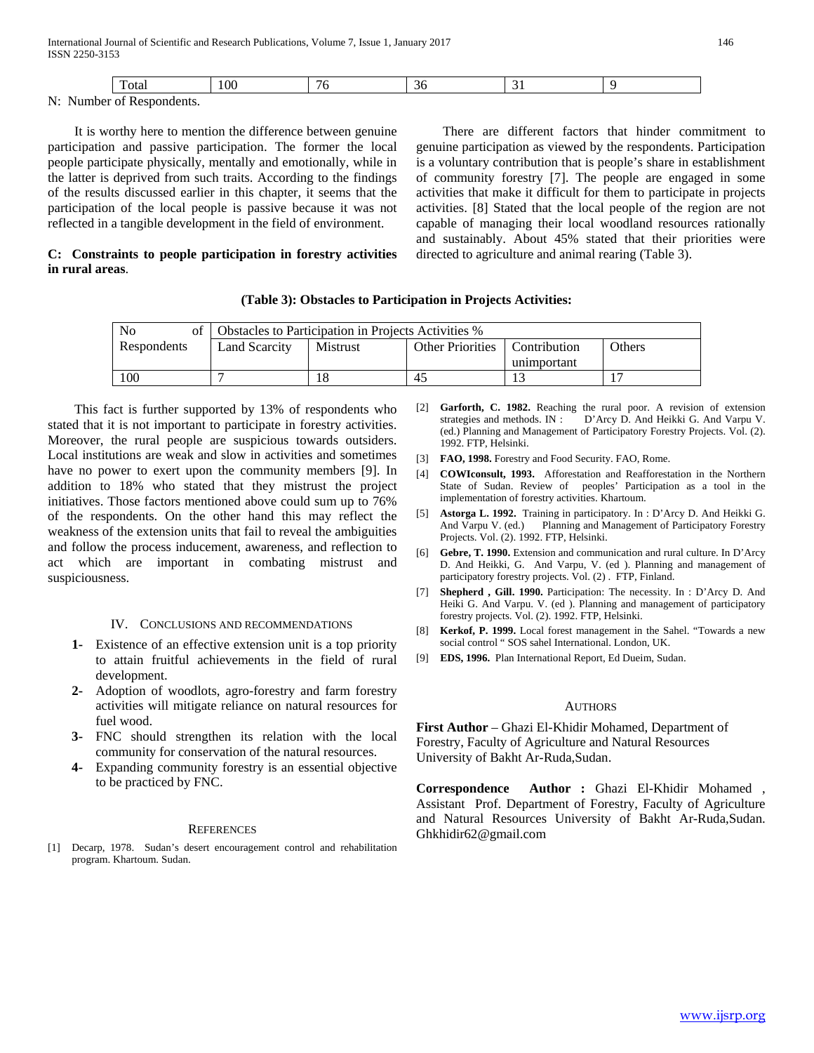| | | | | | |
|---|---|---|---|---|---|
| Total | 100 | 76 | 36 | 31 | 9 |

N: Number of Respondents.

It is worthy here to mention the difference between genuine participation and passive participation. The former the local people participate physically, mentally and emotionally, while in the latter is deprived from such traits. According to the findings of the results discussed earlier in this chapter, it seems that the participation of the local people is passive because it was not reflected in a tangible development in the field of environment.

**C: Constraints to people participation in forestry activities in rural areas**.

There are different factors that hinder commitment to genuine participation as viewed by the respondents. Participation is a voluntary contribution that is people's share in establishment of community forestry [7]. The people are engaged in some activities that make it difficult for them to participate in projects activities. [8] Stated that the local people of the region are not capable of managing their local woodland resources rationally and sustainably. About 45% stated that their priorities were directed to agriculture and animal rearing (Table 3).

**(Table 3): Obstacles to Participation in Projects Activities:**

| No of Respondents | Obstacles to Participation in Projects Activities % | | | | |
|---|---|---|---|---|---|
| | Land Scarcity | Mistrust | Other Priorities | Contribution unimportant | Others |
| 100 | 7 | 18 | 45 | 13 | 17 |

This fact is further supported by 13% of respondents who stated that it is not important to participate in forestry activities. Moreover, the rural people are suspicious towards outsiders. Local institutions are weak and slow in activities and sometimes have no power to exert upon the community members [9]. In addition to 18% who stated that they mistrust the project initiatives. Those factors mentioned above could sum up to 76% of the respondents. On the other hand this may reflect the weakness of the extension units that fail to reveal the ambiguities and follow the process inducement, awareness, and reflection to act which are important in combating mistrust and suspiciousness.

## IV. Conclusions and Recommendations

1- Existence of an effective extension unit is a top priority to attain fruitful achievements in the field of rural development.
2- Adoption of woodlots, agro-forestry and farm forestry activities will mitigate reliance on natural resources for fuel wood.
3- FNC should strengthen its relation with the local community for conservation of the natural resources.
4- Expanding community forestry is an essential objective to be practiced by FNC.

## References

[1] Decarp, 1978. Sudan's desert encouragement control and rehabilitation program. Khartoum. Sudan.

[2] **Garforth, C. 1982.** Reaching the rural poor. A revision of extension strategies and methods. IN : D'Arcy D. And Heikki G. And Varpu V. (ed.) Planning and Management of Participatory Forestry Projects. Vol. (2). 1992. FTP, Helsinki.

[3] **FAO, 1998.** Forestry and Food Security. FAO, Rome.

[4] **COWIconsult, 1993.** Afforestation and Reafforestation in the Northern State of Sudan. Review of peoples' Participation as a tool in the implementation of forestry activities. Khartoum.

[5] **Astorga L. 1992.** Training in participatory. In : D'Arcy D. And Heikki G. And Varpu V. (ed.) Planning and Management of Participatory Forestry Projects. Vol. (2). 1992. FTP, Helsinki.

[6] **Gebre, T. 1990.** Extension and communication and rural culture. In D'Arcy D. And Heikki, G. And Varpu, V. (ed ). Planning and management of participatory forestry projects. Vol. (2) . FTP, Finland.

[7] **Shepherd , Gill. 1990.** Participation: The necessity. In : D'Arcy D. And Heiki G. And Varpu. V. (ed ). Planning and management of participatory forestry projects. Vol. (2). 1992. FTP, Helsinki.

[8] **Kerkof, P. 1999.** Local forest management in the Sahel. "Towards a new social control " SOS sahel International. London, UK.

[9] **EDS, 1996.** Plan International Report, Ed Dueim, Sudan.

## Authors

**First Author** – Ghazi El-Khidir Mohamed, Department of Forestry, Faculty of Agriculture and Natural Resources University of Bakht Ar-Ruda,Sudan.

**Correspondence Author :** Ghazi El-Khidir Mohamed , Assistant Prof. Department of Forestry, Faculty of Agriculture and Natural Resources University of Bakht Ar-Ruda,Sudan. Ghkhidir62@gmail.com